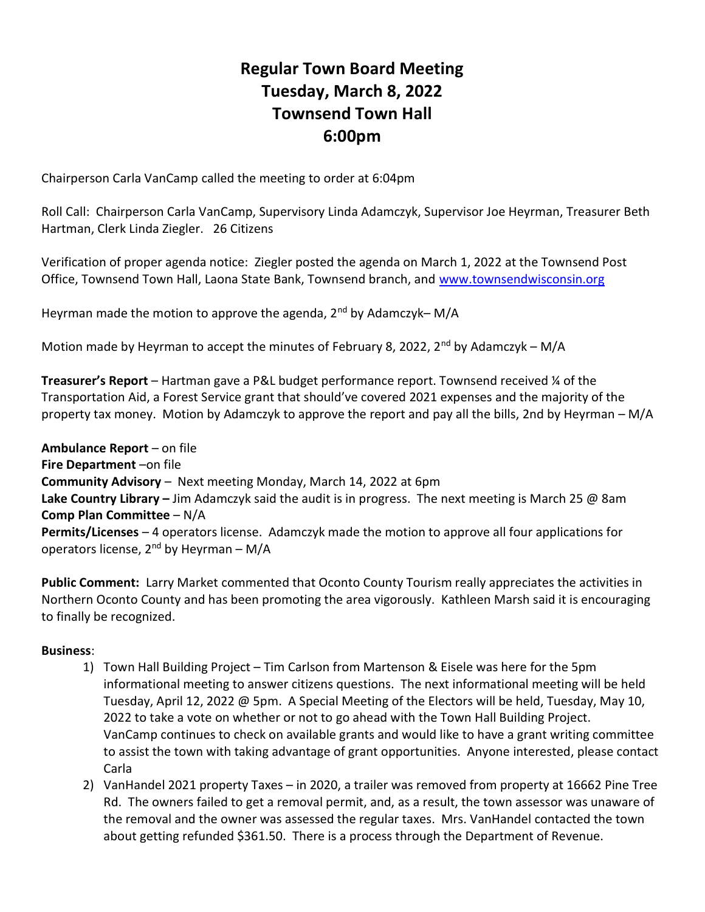# Regular Town Board Meeting
# Tuesday, March 8, 2022
# Townsend Town Hall
# 6:00pm

Chairperson Carla VanCamp called the meeting to order at 6:04pm

Roll Call: Chairperson Carla VanCamp, Supervisory Linda Adamczyk, Supervisor Joe Heyrman, Treasurer Beth Hartman, Clerk Linda Ziegler. 26 Citizens

Verification of proper agenda notice: Ziegler posted the agenda on March 1, 2022 at the Townsend Post Office, Townsend Town Hall, Laona State Bank, Townsend branch, and www.townsendwisconsin.org

Heyrman made the motion to approve the agenda, 2nd by Adamczyk– M/A

Motion made by Heyrman to accept the minutes of February 8, 2022, 2nd by Adamczyk – M/A

**Treasurer's Report** – Hartman gave a P&L budget performance report. Townsend received ¼ of the Transportation Aid, a Forest Service grant that should've covered 2021 expenses and the majority of the property tax money. Motion by Adamczyk to approve the report and pay all the bills, 2nd by Heyrman – M/A

**Ambulance Report** – on file
**Fire Department** –on file
**Community Advisory** – Next meeting Monday, March 14, 2022 at 6pm
**Lake Country Library –** Jim Adamczyk said the audit is in progress. The next meeting is March 25 @ 8am
**Comp Plan Committee** – N/A
**Permits/Licenses** – 4 operators license. Adamczyk made the motion to approve all four applications for operators license, 2nd by Heyrman – M/A

**Public Comment:** Larry Market commented that Oconto County Tourism really appreciates the activities in Northern Oconto County and has been promoting the area vigorously. Kathleen Marsh said it is encouraging to finally be recognized.

**Business**:

1) Town Hall Building Project – Tim Carlson from Martenson & Eisele was here for the 5pm informational meeting to answer citizens questions. The next informational meeting will be held Tuesday, April 12, 2022 @ 5pm. A Special Meeting of the Electors will be held, Tuesday, May 10, 2022 to take a vote on whether or not to go ahead with the Town Hall Building Project. VanCamp continues to check on available grants and would like to have a grant writing committee to assist the town with taking advantage of grant opportunities. Anyone interested, please contact Carla
2) VanHandel 2021 property Taxes – in 2020, a trailer was removed from property at 16662 Pine Tree Rd. The owners failed to get a removal permit, and, as a result, the town assessor was unaware of the removal and the owner was assessed the regular taxes. Mrs. VanHandel contacted the town about getting refunded $361.50. There is a process through the Department of Revenue.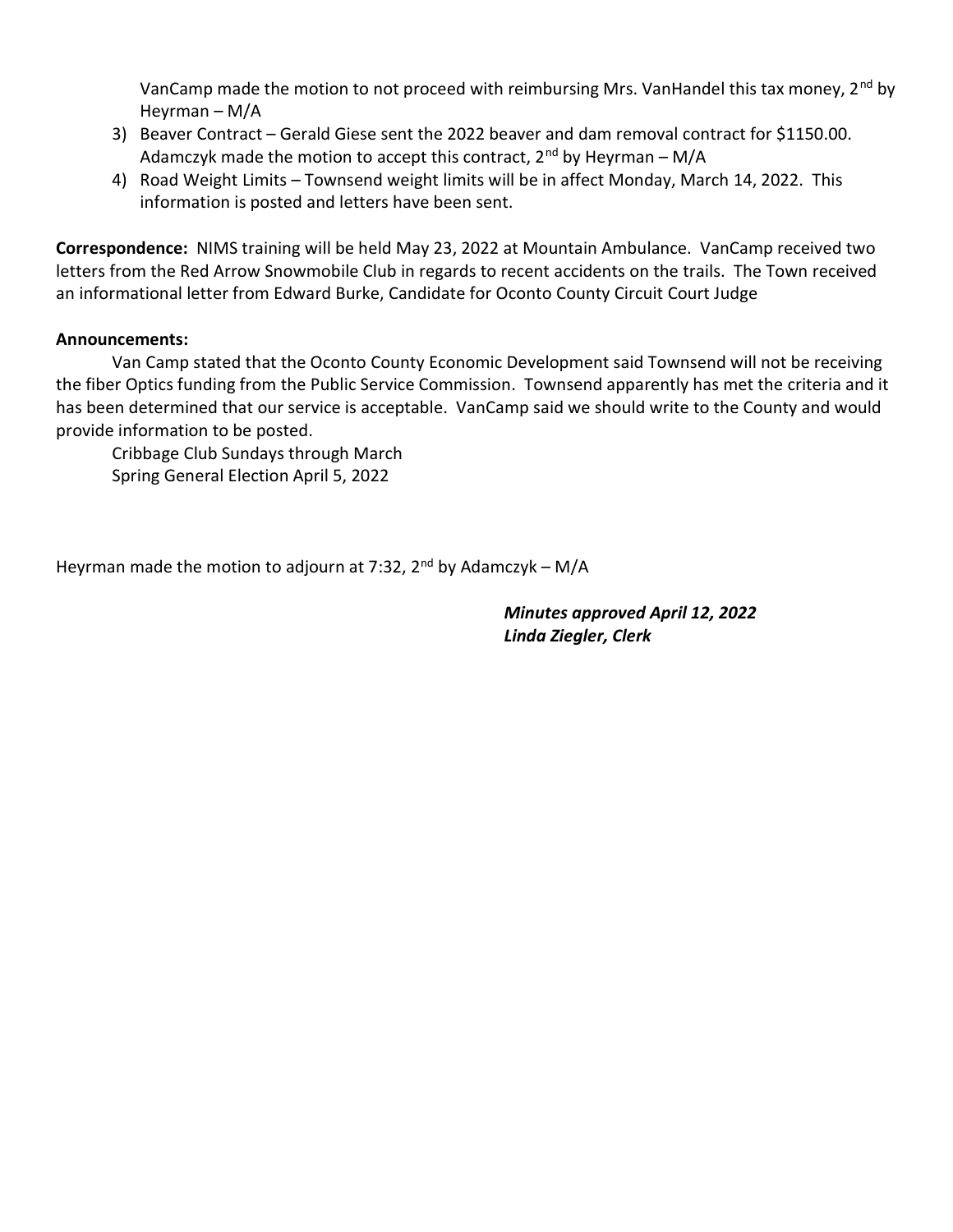VanCamp made the motion to not proceed with reimbursing Mrs. VanHandel this tax money, 2nd by Heyrman – M/A

3) Beaver Contract – Gerald Giese sent the 2022 beaver and dam removal contract for $1150.00. Adamczyk made the motion to accept this contract, 2nd by Heyrman – M/A
4) Road Weight Limits – Townsend weight limits will be in affect Monday, March 14, 2022. This information is posted and letters have been sent.

**Correspondence:** NIMS training will be held May 23, 2022 at Mountain Ambulance. VanCamp received two letters from the Red Arrow Snowmobile Club in regards to recent accidents on the trails. The Town received an informational letter from Edward Burke, Candidate for Oconto County Circuit Court Judge

**Announcements:**

Van Camp stated that the Oconto County Economic Development said Townsend will not be receiving the fiber Optics funding from the Public Service Commission. Townsend apparently has met the criteria and it has been determined that our service is acceptable. VanCamp said we should write to the County and would provide information to be posted.

Cribbage Club Sundays through March

Spring General Election April 5, 2022

Heyrman made the motion to adjourn at 7:32, 2nd by Adamczyk – M/A

***Minutes approved April 12, 2022***
***Linda Ziegler, Clerk***